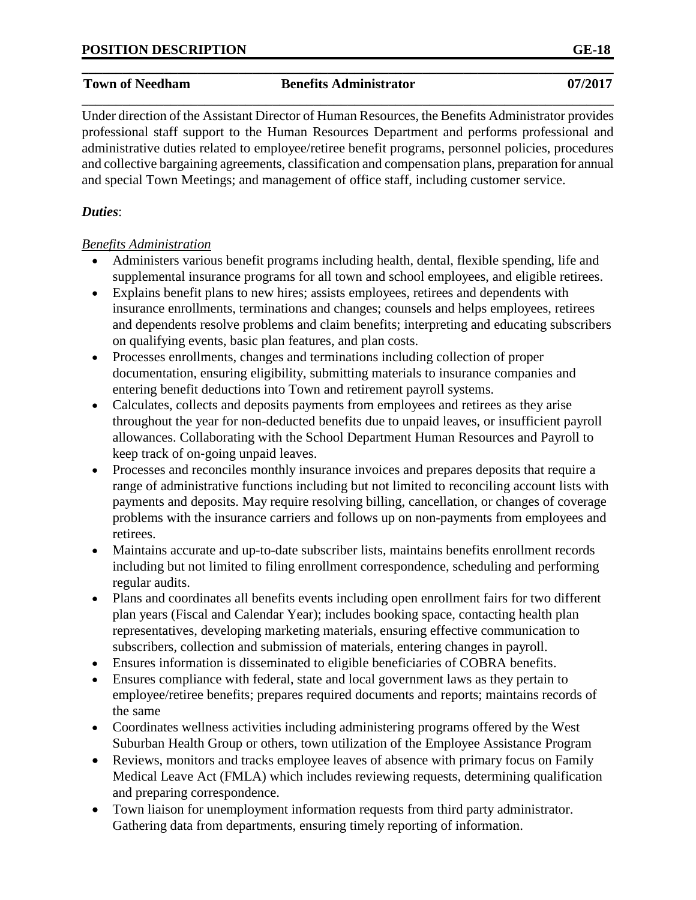**POSITION DESCRIPTION** **GE-18**

**Town of Needham** **Benefits Administrator** **07/2017**

Under direction of the Assistant Director of Human Resources, the Benefits Administrator provides professional staff support to the Human Resources Department and performs professional and administrative duties related to employee/retiree benefit programs, personnel policies, procedures and collective bargaining agreements, classification and compensation plans, preparation for annual and special Town Meetings; and management of office staff, including customer service.

***Duties***:

*Benefits Administration*

- Administers various benefit programs including health, dental, flexible spending, life and supplemental insurance programs for all town and school employees, and eligible retirees.
- Explains benefit plans to new hires; assists employees, retirees and dependents with insurance enrollments, terminations and changes; counsels and helps employees, retirees and dependents resolve problems and claim benefits; interpreting and educating subscribers on qualifying events, basic plan features, and plan costs.
- Processes enrollments, changes and terminations including collection of proper documentation, ensuring eligibility, submitting materials to insurance companies and entering benefit deductions into Town and retirement payroll systems.
- Calculates, collects and deposits payments from employees and retirees as they arise throughout the year for non-deducted benefits due to unpaid leaves, or insufficient payroll allowances. Collaborating with the School Department Human Resources and Payroll to keep track of on-going unpaid leaves.
- Processes and reconciles monthly insurance invoices and prepares deposits that require a range of administrative functions including but not limited to reconciling account lists with payments and deposits. May require resolving billing, cancellation, or changes of coverage problems with the insurance carriers and follows up on non-payments from employees and retirees.
- Maintains accurate and up-to-date subscriber lists, maintains benefits enrollment records including but not limited to filing enrollment correspondence, scheduling and performing regular audits.
- Plans and coordinates all benefits events including open enrollment fairs for two different plan years (Fiscal and Calendar Year); includes booking space, contacting health plan representatives, developing marketing materials, ensuring effective communication to subscribers, collection and submission of materials, entering changes in payroll.
- Ensures information is disseminated to eligible beneficiaries of COBRA benefits.
- Ensures compliance with federal, state and local government laws as they pertain to employee/retiree benefits; prepares required documents and reports; maintains records of the same
- Coordinates wellness activities including administering programs offered by the West Suburban Health Group or others, town utilization of the Employee Assistance Program
- Reviews, monitors and tracks employee leaves of absence with primary focus on Family Medical Leave Act (FMLA) which includes reviewing requests, determining qualification and preparing correspondence.
- Town liaison for unemployment information requests from third party administrator. Gathering data from departments, ensuring timely reporting of information.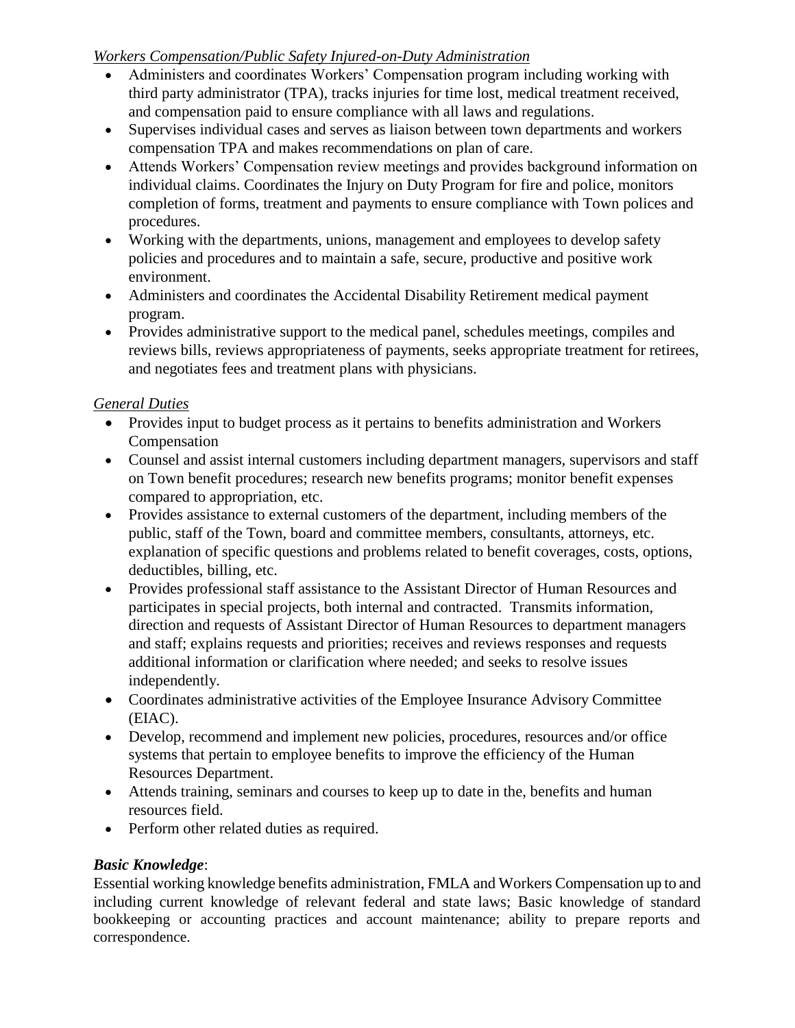*Workers Compensation/Public Safety Injured-on-Duty Administration*

- Administers and coordinates Workers' Compensation program including working with third party administrator (TPA), tracks injuries for time lost, medical treatment received, and compensation paid to ensure compliance with all laws and regulations.
- Supervises individual cases and serves as liaison between town departments and workers compensation TPA and makes recommendations on plan of care.
- Attends Workers' Compensation review meetings and provides background information on individual claims. Coordinates the Injury on Duty Program for fire and police, monitors completion of forms, treatment and payments to ensure compliance with Town polices and procedures.
- Working with the departments, unions, management and employees to develop safety policies and procedures and to maintain a safe, secure, productive and positive work environment.
- Administers and coordinates the Accidental Disability Retirement medical payment program.
- Provides administrative support to the medical panel, schedules meetings, compiles and reviews bills, reviews appropriateness of payments, seeks appropriate treatment for retirees, and negotiates fees and treatment plans with physicians.

*General Duties*

- Provides input to budget process as it pertains to benefits administration and Workers Compensation
- Counsel and assist internal customers including department managers, supervisors and staff on Town benefit procedures; research new benefits programs; monitor benefit expenses compared to appropriation, etc.
- Provides assistance to external customers of the department, including members of the public, staff of the Town, board and committee members, consultants, attorneys, etc. explanation of specific questions and problems related to benefit coverages, costs, options, deductibles, billing, etc.
- Provides professional staff assistance to the Assistant Director of Human Resources and participates in special projects, both internal and contracted. Transmits information, direction and requests of Assistant Director of Human Resources to department managers and staff; explains requests and priorities; receives and reviews responses and requests additional information or clarification where needed; and seeks to resolve issues independently.
- Coordinates administrative activities of the Employee Insurance Advisory Committee (EIAC).
- Develop, recommend and implement new policies, procedures, resources and/or office systems that pertain to employee benefits to improve the efficiency of the Human Resources Department.
- Attends training, seminars and courses to keep up to date in the, benefits and human resources field.
- Perform other related duties as required.

***Basic Knowledge***:

Essential working knowledge benefits administration, FMLA and Workers Compensation up to and including current knowledge of relevant federal and state laws; Basic knowledge of standard bookkeeping or accounting practices and account maintenance; ability to prepare reports and correspondence.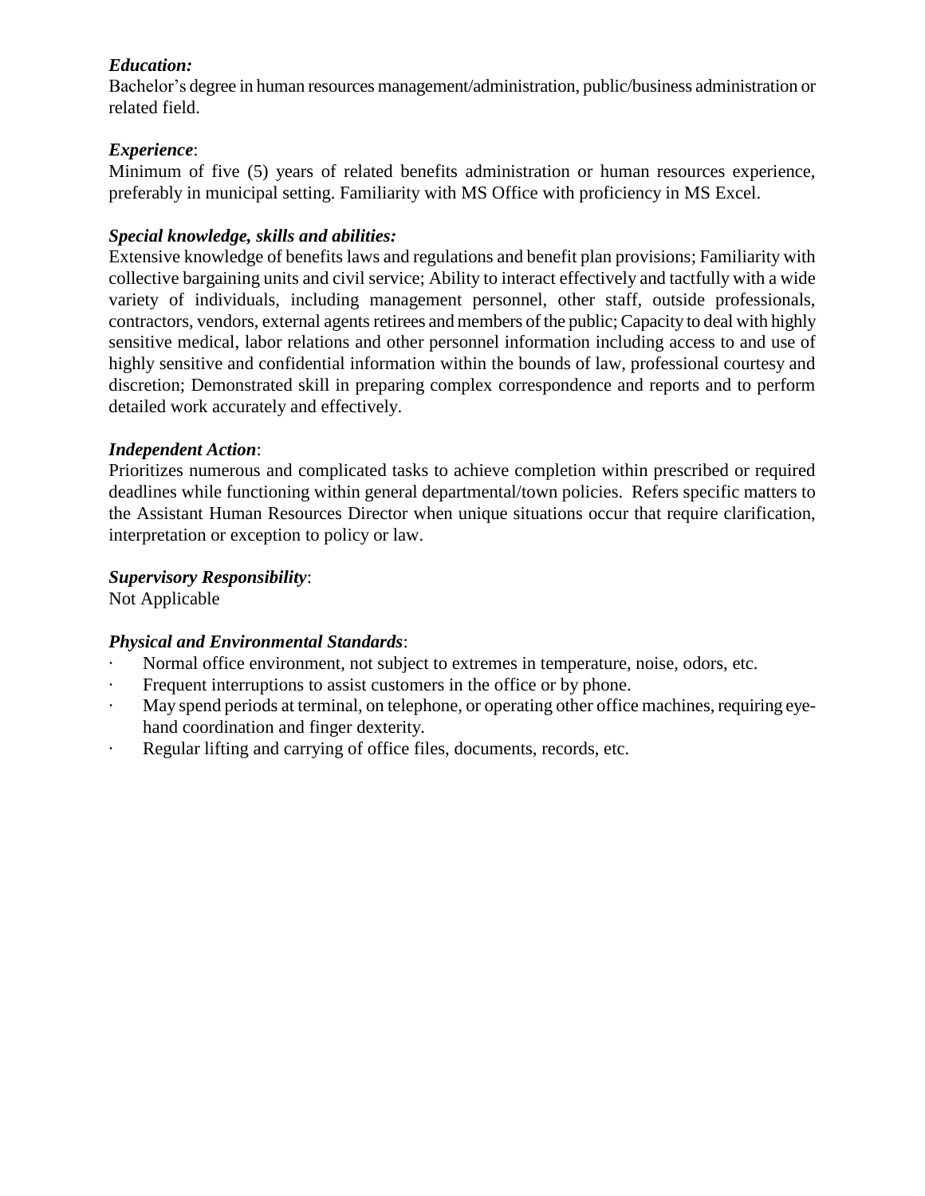***Education:***
Bachelor's degree in human resources management/administration, public/business administration or related field.

***Experience***:
Minimum of five (5) years of related benefits administration or human resources experience, preferably in municipal setting. Familiarity with MS Office with proficiency in MS Excel.

***Special knowledge, skills and abilities:***
Extensive knowledge of benefits laws and regulations and benefit plan provisions; Familiarity with collective bargaining units and civil service; Ability to interact effectively and tactfully with a wide variety of individuals, including management personnel, other staff, outside professionals, contractors, vendors, external agents retirees and members of the public; Capacity to deal with highly sensitive medical, labor relations and other personnel information including access to and use of highly sensitive and confidential information within the bounds of law, professional courtesy and discretion; Demonstrated skill in preparing complex correspondence and reports and to perform detailed work accurately and effectively.

***Independent Action***:
Prioritizes numerous and complicated tasks to achieve completion within prescribed or required deadlines while functioning within general departmental/town policies. Refers specific matters to the Assistant Human Resources Director when unique situations occur that require clarification, interpretation or exception to policy or law.

***Supervisory Responsibility***:
Not Applicable

***Physical and Environmental Standards***:
- Normal office environment, not subject to extremes in temperature, noise, odors, etc.
- Frequent interruptions to assist customers in the office or by phone.
- May spend periods at terminal, on telephone, or operating other office machines, requiring eye-hand coordination and finger dexterity.
- Regular lifting and carrying of office files, documents, records, etc.